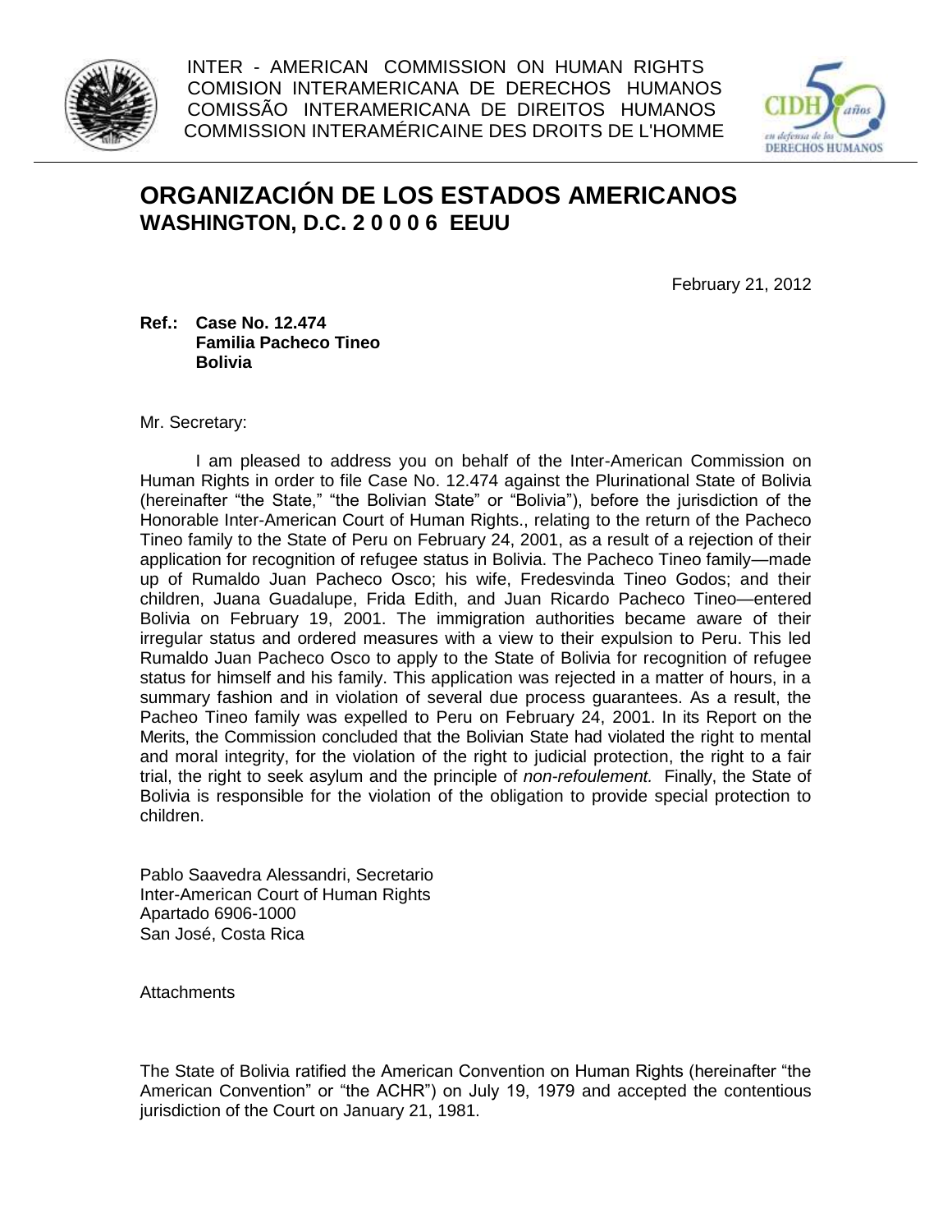INTER - AMERICAN COMMISSION ON HUMAN RIGHTS
COMISION INTERAMERICANA DE DERECHOS HUMANOS
COMISSÃO INTERAMERICANA DE DIREITOS HUMANOS
COMMISSION INTERAMÉRICAINE DES DROITS DE L'HOMME

# ORGANIZACIÓN DE LOS ESTADOS AMERICANOS
## WASHINGTON, D.C. 2 0 0 0 6 EEUU

February 21, 2012

**Ref.: Case No. 12.474**
**Familia Pacheco Tineo**
**Bolivia**

Mr. Secretary:

I am pleased to address you on behalf of the Inter-American Commission on Human Rights in order to file Case No. 12.474 against the Plurinational State of Bolivia (hereinafter "the State," "the Bolivian State" or "Bolivia"), before the jurisdiction of the Honorable Inter-American Court of Human Rights., relating to the return of the Pacheco Tineo family to the State of Peru on February 24, 2001, as a result of a rejection of their application for recognition of refugee status in Bolivia. The Pacheco Tineo family—made up of Rumaldo Juan Pacheco Osco; his wife, Fredesvinda Tineo Godos; and their children, Juana Guadalupe, Frida Edith, and Juan Ricardo Pacheco Tineo—entered Bolivia on February 19, 2001. The immigration authorities became aware of their irregular status and ordered measures with a view to their expulsion to Peru. This led Rumaldo Juan Pacheco Osco to apply to the State of Bolivia for recognition of refugee status for himself and his family. This application was rejected in a matter of hours, in a summary fashion and in violation of several due process guarantees. As a result, the Pacheo Tineo family was expelled to Peru on February 24, 2001. In its Report on the Merits, the Commission concluded that the Bolivian State had violated the right to mental and moral integrity, for the violation of the right to judicial protection, the right to a fair trial, the right to seek asylum and the principle of *non-refoulement.* Finally, the State of Bolivia is responsible for the violation of the obligation to provide special protection to children.

Pablo Saavedra Alessandri, Secretario
Inter-American Court of Human Rights
Apartado 6906-1000
San José, Costa Rica

Attachments

The State of Bolivia ratified the American Convention on Human Rights (hereinafter "the American Convention" or "the ACHR") on July 19, 1979 and accepted the contentious jurisdiction of the Court on January 21, 1981.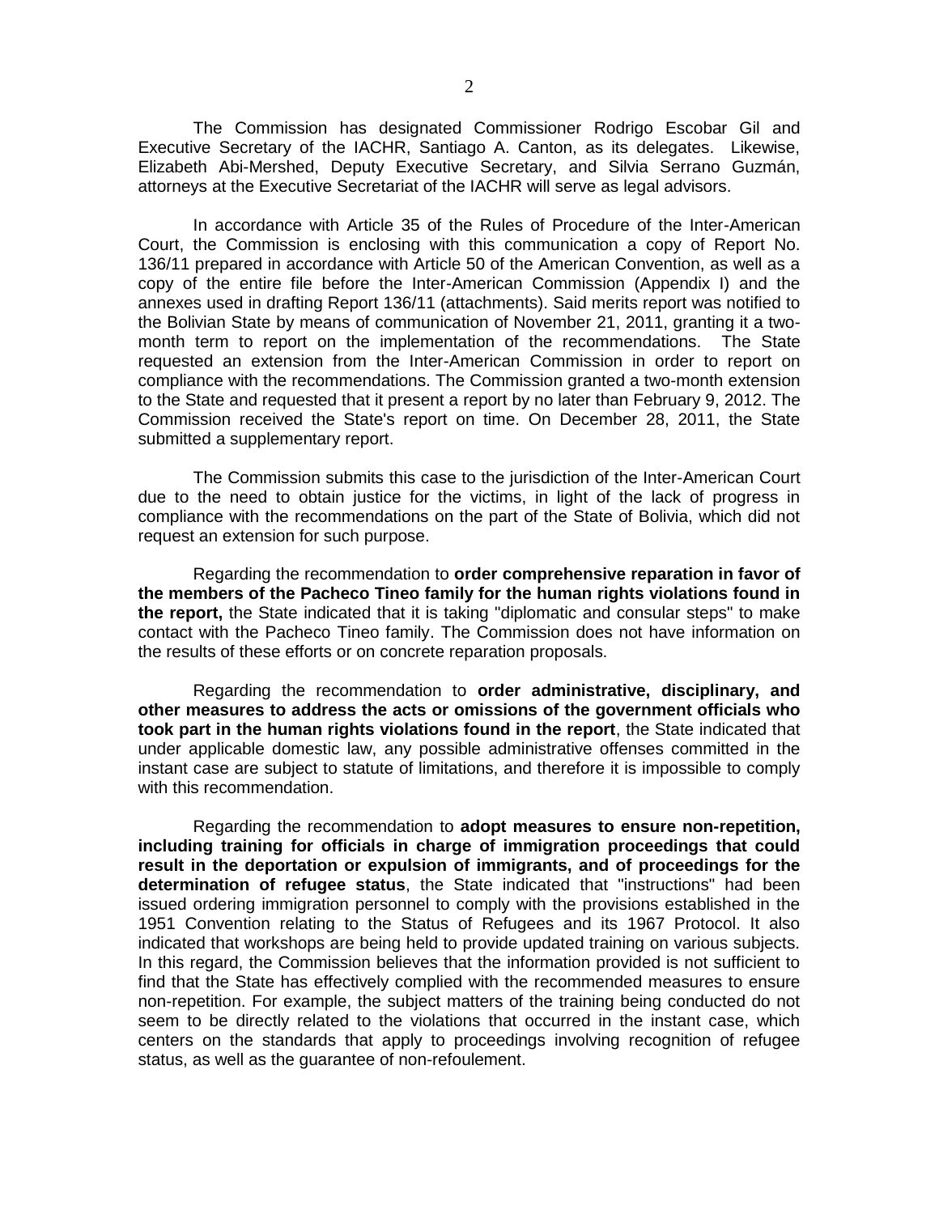The Commission has designated Commissioner Rodrigo Escobar Gil and Executive Secretary of the IACHR, Santiago A. Canton, as its delegates. Likewise, Elizabeth Abi-Mershed, Deputy Executive Secretary, and Silvia Serrano Guzmán, attorneys at the Executive Secretariat of the IACHR will serve as legal advisors.

In accordance with Article 35 of the Rules of Procedure of the Inter-American Court, the Commission is enclosing with this communication a copy of Report No. 136/11 prepared in accordance with Article 50 of the American Convention, as well as a copy of the entire file before the Inter-American Commission (Appendix I) and the annexes used in drafting Report 136/11 (attachments). Said merits report was notified to the Bolivian State by means of communication of November 21, 2011, granting it a two-month term to report on the implementation of the recommendations. The State requested an extension from the Inter-American Commission in order to report on compliance with the recommendations. The Commission granted a two-month extension to the State and requested that it present a report by no later than February 9, 2012. The Commission received the State's report on time. On December 28, 2011, the State submitted a supplementary report.

The Commission submits this case to the jurisdiction of the Inter-American Court due to the need to obtain justice for the victims, in light of the lack of progress in compliance with the recommendations on the part of the State of Bolivia, which did not request an extension for such purpose.

Regarding the recommendation to **order comprehensive reparation in favor of the members of the Pacheco Tineo family for the human rights violations found in the report,** the State indicated that it is taking "diplomatic and consular steps" to make contact with the Pacheco Tineo family. The Commission does not have information on the results of these efforts or on concrete reparation proposals.

Regarding the recommendation to **order administrative, disciplinary, and other measures to address the acts or omissions of the government officials who took part in the human rights violations found in the report**, the State indicated that under applicable domestic law, any possible administrative offenses committed in the instant case are subject to statute of limitations, and therefore it is impossible to comply with this recommendation.

Regarding the recommendation to **adopt measures to ensure non-repetition, including training for officials in charge of immigration proceedings that could result in the deportation or expulsion of immigrants, and of proceedings for the determination of refugee status**, the State indicated that "instructions" had been issued ordering immigration personnel to comply with the provisions established in the 1951 Convention relating to the Status of Refugees and its 1967 Protocol. It also indicated that workshops are being held to provide updated training on various subjects. In this regard, the Commission believes that the information provided is not sufficient to find that the State has effectively complied with the recommended measures to ensure non-repetition. For example, the subject matters of the training being conducted do not seem to be directly related to the violations that occurred in the instant case, which centers on the standards that apply to proceedings involving recognition of refugee status, as well as the guarantee of non-refoulement.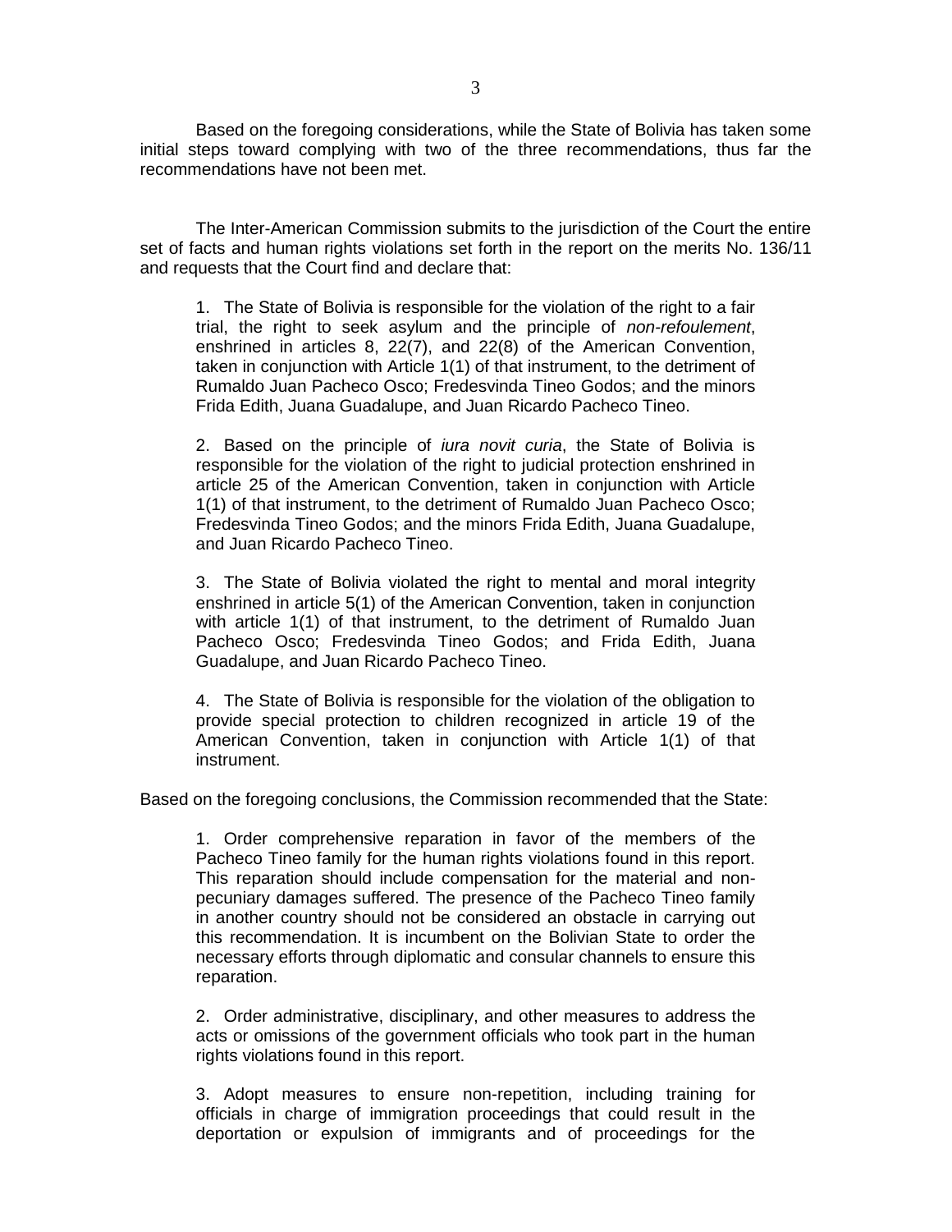Based on the foregoing considerations, while the State of Bolivia has taken some initial steps toward complying with two of the three recommendations, thus far the recommendations have not been met.

The Inter-American Commission submits to the jurisdiction of the Court the entire set of facts and human rights violations set forth in the report on the merits No. 136/11 and requests that the Court find and declare that:

> 1. The State of Bolivia is responsible for the violation of the right to a fair trial, the right to seek asylum and the principle of *non-refoulement*, enshrined in articles 8, 22(7), and 22(8) of the American Convention, taken in conjunction with Article 1(1) of that instrument, to the detriment of Rumaldo Juan Pacheco Osco; Fredesvinda Tineo Godos; and the minors Frida Edith, Juana Guadalupe, and Juan Ricardo Pacheco Tineo.
>
> 2. Based on the principle of *iura novit curia*, the State of Bolivia is responsible for the violation of the right to judicial protection enshrined in article 25 of the American Convention, taken in conjunction with Article 1(1) of that instrument, to the detriment of Rumaldo Juan Pacheco Osco; Fredesvinda Tineo Godos; and the minors Frida Edith, Juana Guadalupe, and Juan Ricardo Pacheco Tineo.
>
> 3. The State of Bolivia violated the right to mental and moral integrity enshrined in article 5(1) of the American Convention, taken in conjunction with article 1(1) of that instrument, to the detriment of Rumaldo Juan Pacheco Osco; Fredesvinda Tineo Godos; and Frida Edith, Juana Guadalupe, and Juan Ricardo Pacheco Tineo.
>
> 4. The State of Bolivia is responsible for the violation of the obligation to provide special protection to children recognized in article 19 of the American Convention, taken in conjunction with Article 1(1) of that instrument.

Based on the foregoing conclusions, the Commission recommended that the State:

> 1. Order comprehensive reparation in favor of the members of the Pacheco Tineo family for the human rights violations found in this report. This reparation should include compensation for the material and non-pecuniary damages suffered. The presence of the Pacheco Tineo family in another country should not be considered an obstacle in carrying out this recommendation. It is incumbent on the Bolivian State to order the necessary efforts through diplomatic and consular channels to ensure this reparation.
>
> 2. Order administrative, disciplinary, and other measures to address the acts or omissions of the government officials who took part in the human rights violations found in this report.
>
> 3. Adopt measures to ensure non-repetition, including training for officials in charge of immigration proceedings that could result in the deportation or expulsion of immigrants and of proceedings for the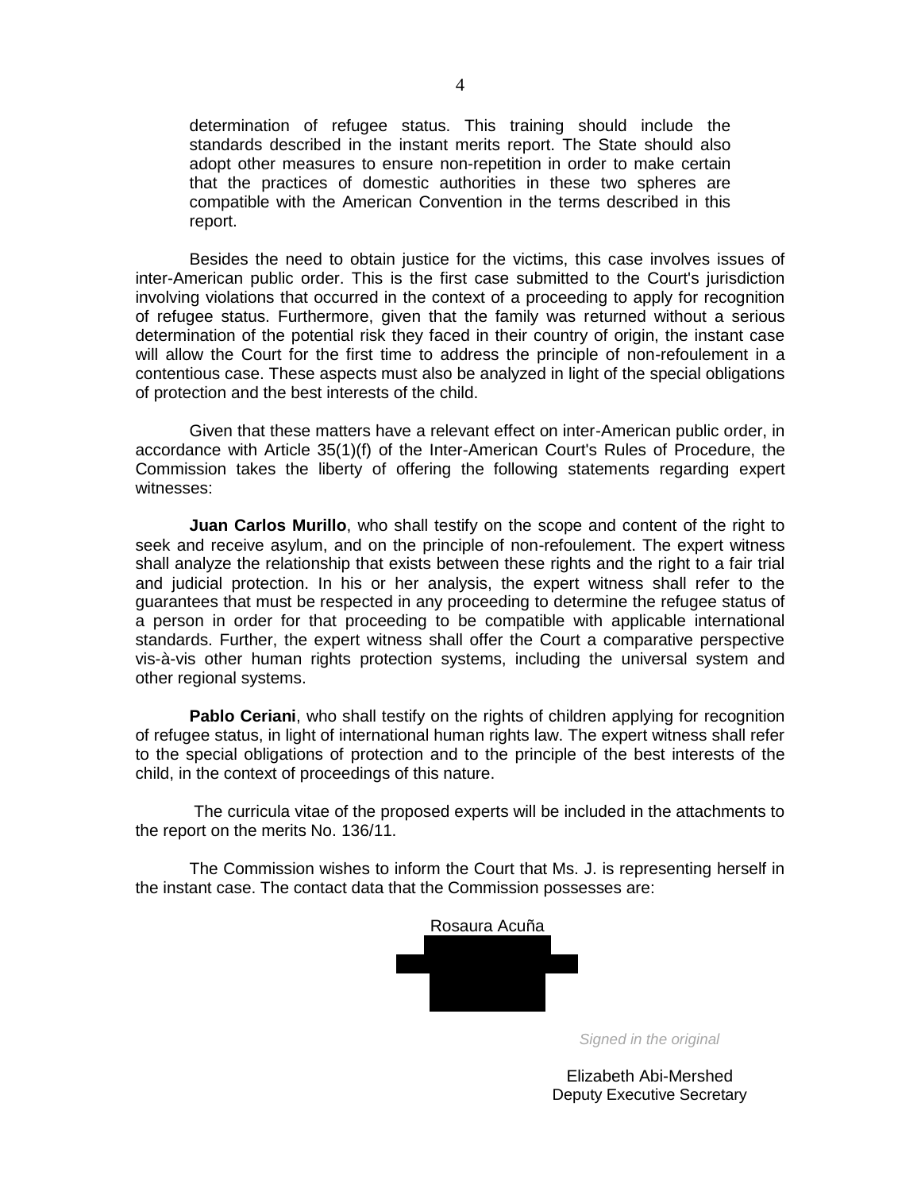determination of refugee status. This training should include the standards described in the instant merits report. The State should also adopt other measures to ensure non-repetition in order to make certain that the practices of domestic authorities in these two spheres are compatible with the American Convention in the terms described in this report.

Besides the need to obtain justice for the victims, this case involves issues of inter-American public order. This is the first case submitted to the Court's jurisdiction involving violations that occurred in the context of a proceeding to apply for recognition of refugee status. Furthermore, given that the family was returned without a serious determination of the potential risk they faced in their country of origin, the instant case will allow the Court for the first time to address the principle of non-refoulement in a contentious case. These aspects must also be analyzed in light of the special obligations of protection and the best interests of the child.

Given that these matters have a relevant effect on inter-American public order, in accordance with Article 35(1)(f) of the Inter-American Court's Rules of Procedure, the Commission takes the liberty of offering the following statements regarding expert witnesses:

**Juan Carlos Murillo**, who shall testify on the scope and content of the right to seek and receive asylum, and on the principle of non-refoulement. The expert witness shall analyze the relationship that exists between these rights and the right to a fair trial and judicial protection. In his or her analysis, the expert witness shall refer to the guarantees that must be respected in any proceeding to determine the refugee status of a person in order for that proceeding to be compatible with applicable international standards. Further, the expert witness shall offer the Court a comparative perspective vis-à-vis other human rights protection systems, including the universal system and other regional systems.

**Pablo Ceriani**, who shall testify on the rights of children applying for recognition of refugee status, in light of international human rights law. The expert witness shall refer to the special obligations of protection and to the principle of the best interests of the child, in the context of proceedings of this nature.

The curricula vitae of the proposed experts will be included in the attachments to the report on the merits No. 136/11.

The Commission wishes to inform the Court that Ms. J. is representing herself in the instant case. The contact data that the Commission possesses are:

Rosaura Acuña

*Signed in the original*

Elizabeth Abi-Mershed
Deputy Executive Secretary